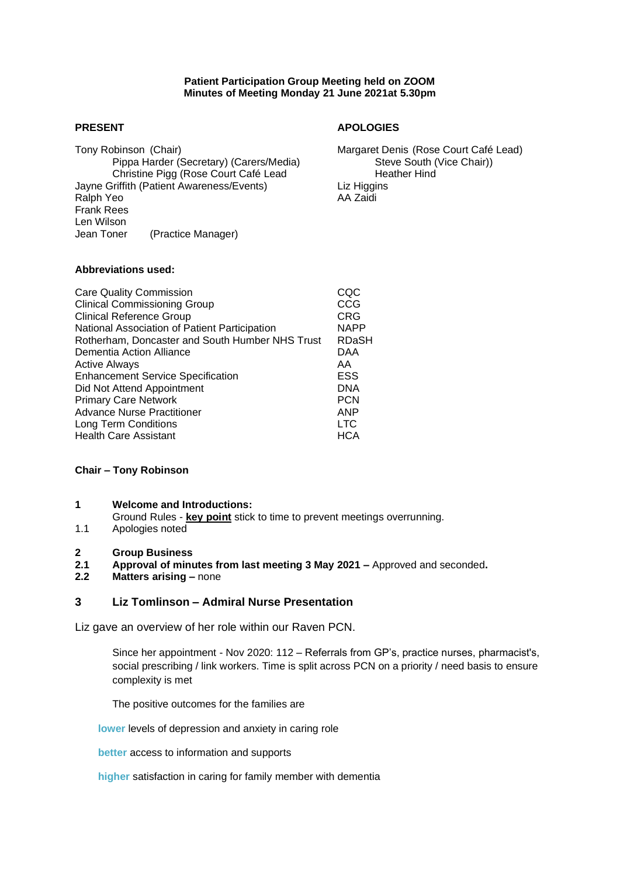**Patient Participation Group Meeting held on ZOOM**
**Minutes of Meeting Monday 21 June 2021at 5.30pm**

| **PRESENT** | **APOLOGIES** |
|---|---|
| Tony Robinson (Chair) | Margaret Denis (Rose Court Café Lead) |
| Pippa Harder (Secretary) (Carers/Media) | Steve South (Vice Chair)) |
| Christine Pigg (Rose Court Café Lead | Heather Hind |
| Jayne Griffith (Patient Awareness/Events) | Liz Higgins |
| Ralph Yeo | AA Zaidi |
| Frank Rees | |
| Len Wilson | |
| Jean Toner (Practice Manager) | |

**Abbreviations used:**

| | |
|---|---|
| Care Quality Commission | CQC |
| Clinical Commissioning Group | CCG |
| Clinical Reference Group | CRG |
| National Association of Patient Participation | NAPP |
| Rotherham, Doncaster and South Humber NHS Trust | RDaSH |
| Dementia Action Alliance | DAA |
| Active Always | AA |
| Enhancement Service Specification | ESS |
| Did Not Attend Appointment | DNA |
| Primary Care Network | PCN |
| Advance Nurse Practitioner | ANP |
| Long Term Conditions | LTC |
| Health Care Assistant | HCA |

**Chair – Tony Robinson**

**1 Welcome and Introductions:**

Ground Rules - **key point** stick to time to prevent meetings overrunning.

1.1 Apologies noted

**2 Group Business**

**2.1 Approval of minutes from last meeting 3 May 2021 –** Approved and seconded**.**

**2.2 Matters arising –** none

## 3 Liz Tomlinson – Admiral Nurse Presentation

Liz gave an overview of her role within our Raven PCN.

Since her appointment - Nov 2020: 112 – Referrals from GP's, practice nurses, pharmacist's, social prescribing / link workers. Time is split across PCN on a priority / need basis to ensure complexity is met

The positive outcomes for the families are

**lower** levels of depression and anxiety in caring role

**better** access to information and supports

**higher** satisfaction in caring for family member with dementia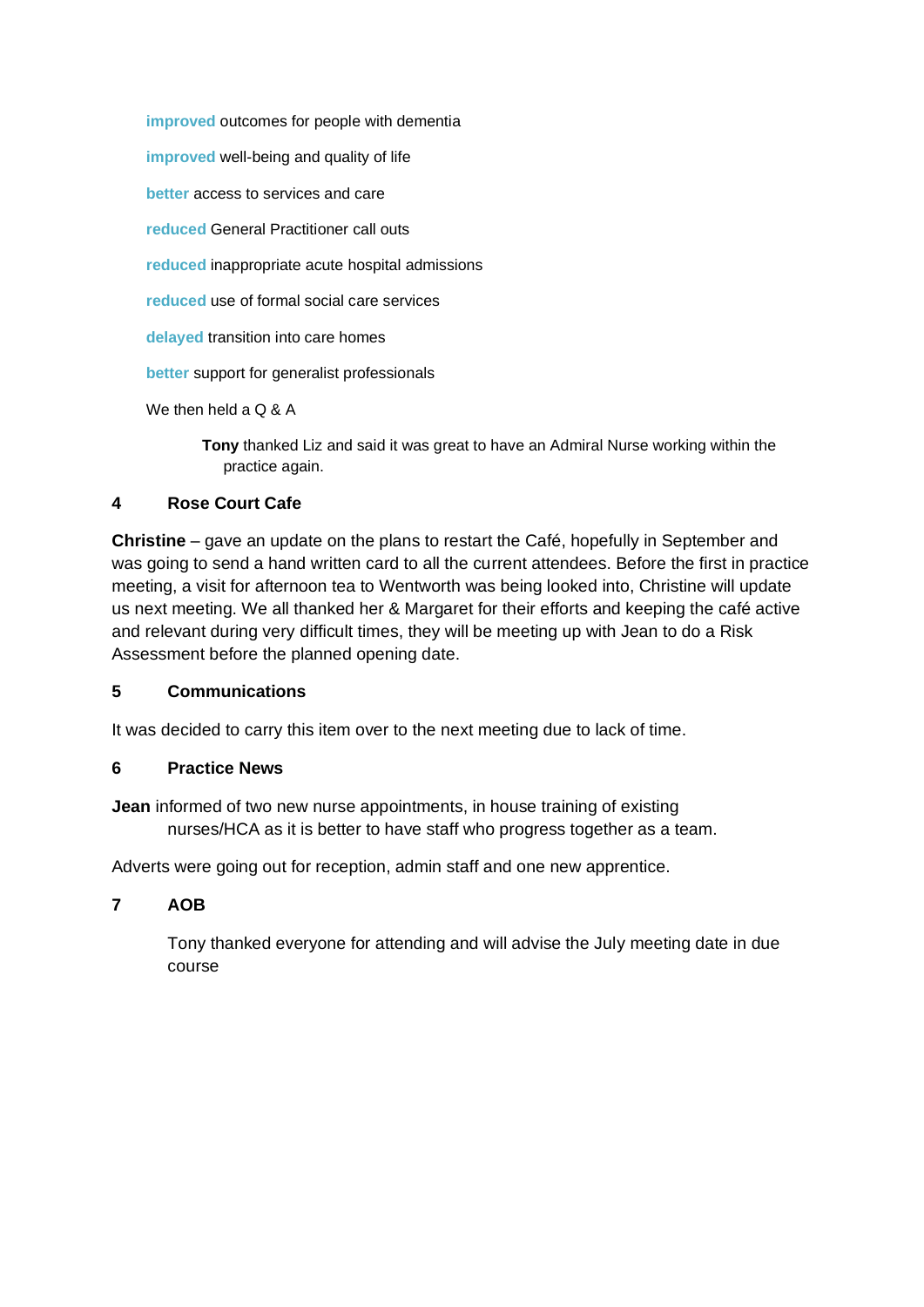improved outcomes for people with dementia

improved well-being and quality of life

better access to services and care

reduced General Practitioner call outs

reduced inappropriate acute hospital admissions

reduced use of formal social care services

delayed transition into care homes

better support for generalist professionals

We then held a Q & A

**Tony** thanked Liz and said it was great to have an Admiral Nurse working within the practice again.

## 4 Rose Court Cafe

**Christine** – gave an update on the plans to restart the Café, hopefully in September and was going to send a hand written card to all the current attendees. Before the first in practice meeting, a visit for afternoon tea to Wentworth was being looked into, Christine will update us next meeting. We all thanked her & Margaret for their efforts and keeping the café active and relevant during very difficult times, they will be meeting up with Jean to do a Risk Assessment before the planned opening date.

## 5 Communications

It was decided to carry this item over to the next meeting due to lack of time.

## 6 Practice News

**Jean** informed of two new nurse appointments, in house training of existing nurses/HCA as it is better to have staff who progress together as a team.

Adverts were going out for reception, admin staff and one new apprentice.

## 7 AOB

Tony thanked everyone for attending and will advise the July meeting date in due course